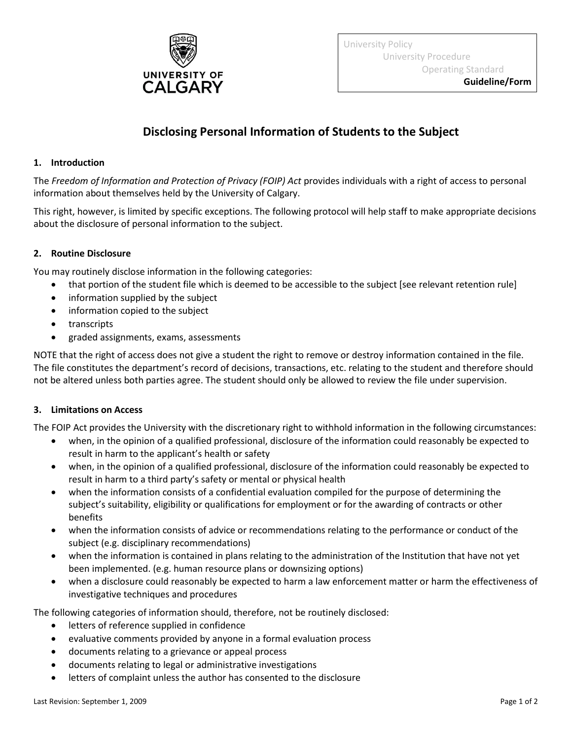University Policy
University Procedure
Operating Standard
**Guideline/Form**

# Disclosing Personal Information of Students to the Subject

## 1. Introduction

The *Freedom of Information and Protection of Privacy (FOIP) Act* provides individuals with a right of access to personal information about themselves held by the University of Calgary.

This right, however, is limited by specific exceptions. The following protocol will help staff to make appropriate decisions about the disclosure of personal information to the subject.

## 2. Routine Disclosure

You may routinely disclose information in the following categories:

- that portion of the student file which is deemed to be accessible to the subject [see relevant retention rule]
- information supplied by the subject
- information copied to the subject
- transcripts
- graded assignments, exams, assessments

NOTE that the right of access does not give a student the right to remove or destroy information contained in the file. The file constitutes the department's record of decisions, transactions, etc. relating to the student and therefore should not be altered unless both parties agree. The student should only be allowed to review the file under supervision.

## 3. Limitations on Access

The FOIP Act provides the University with the discretionary right to withhold information in the following circumstances:

- when, in the opinion of a qualified professional, disclosure of the information could reasonably be expected to result in harm to the applicant's health or safety
- when, in the opinion of a qualified professional, disclosure of the information could reasonably be expected to result in harm to a third party's safety or mental or physical health
- when the information consists of a confidential evaluation compiled for the purpose of determining the subject's suitability, eligibility or qualifications for employment or for the awarding of contracts or other benefits
- when the information consists of advice or recommendations relating to the performance or conduct of the subject (e.g. disciplinary recommendations)
- when the information is contained in plans relating to the administration of the Institution that have not yet been implemented. (e.g. human resource plans or downsizing options)
- when a disclosure could reasonably be expected to harm a law enforcement matter or harm the effectiveness of investigative techniques and procedures

The following categories of information should, therefore, not be routinely disclosed:

- letters of reference supplied in confidence
- evaluative comments provided by anyone in a formal evaluation process
- documents relating to a grievance or appeal process
- documents relating to legal or administrative investigations
- letters of complaint unless the author has consented to the disclosure

Last Revision: September 1, 2009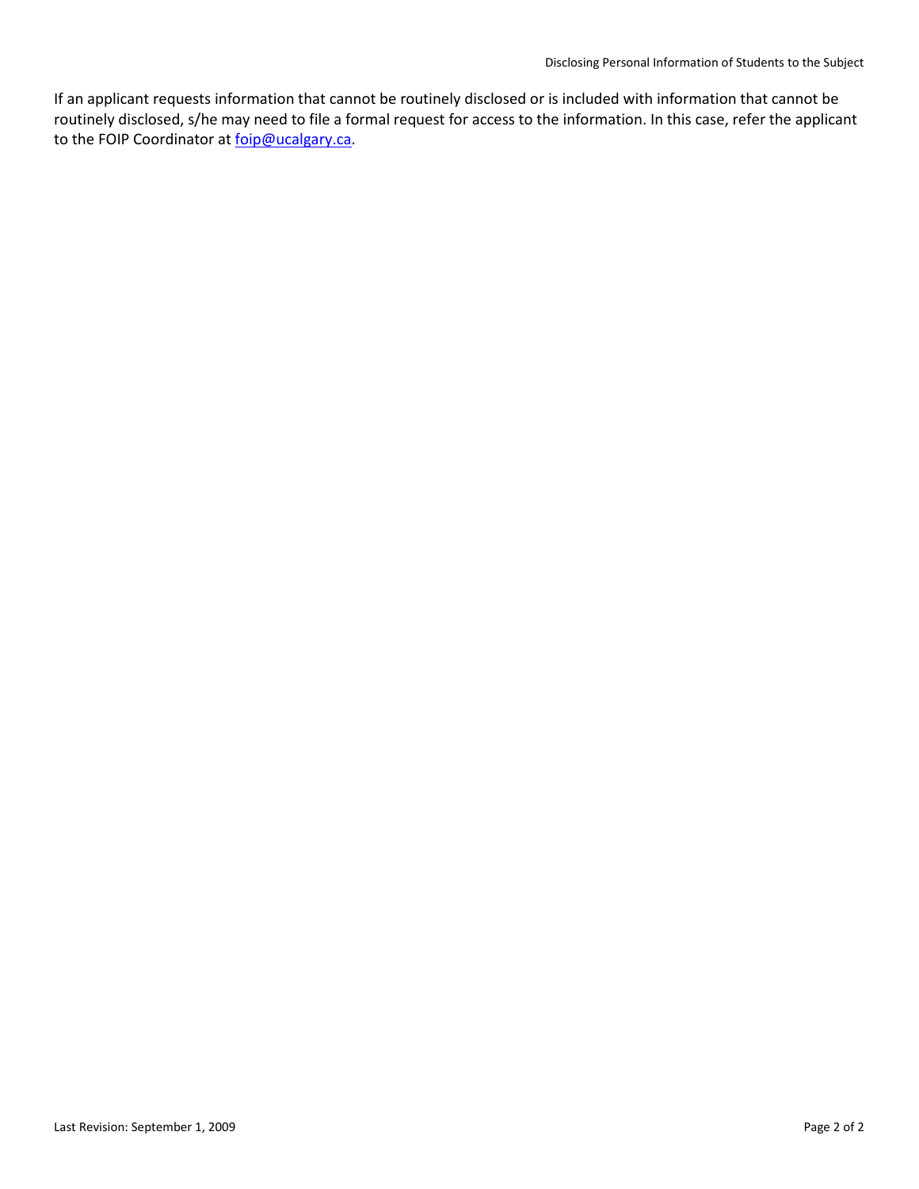If an applicant requests information that cannot be routinely disclosed or is included with information that cannot be routinely disclosed, s/he may need to file a formal request for access to the information. In this case, refer the applicant to the FOIP Coordinator at [foip@ucalgary.ca](mailto:foip@ucalgary.ca).

Last Revision: September 1, 2009